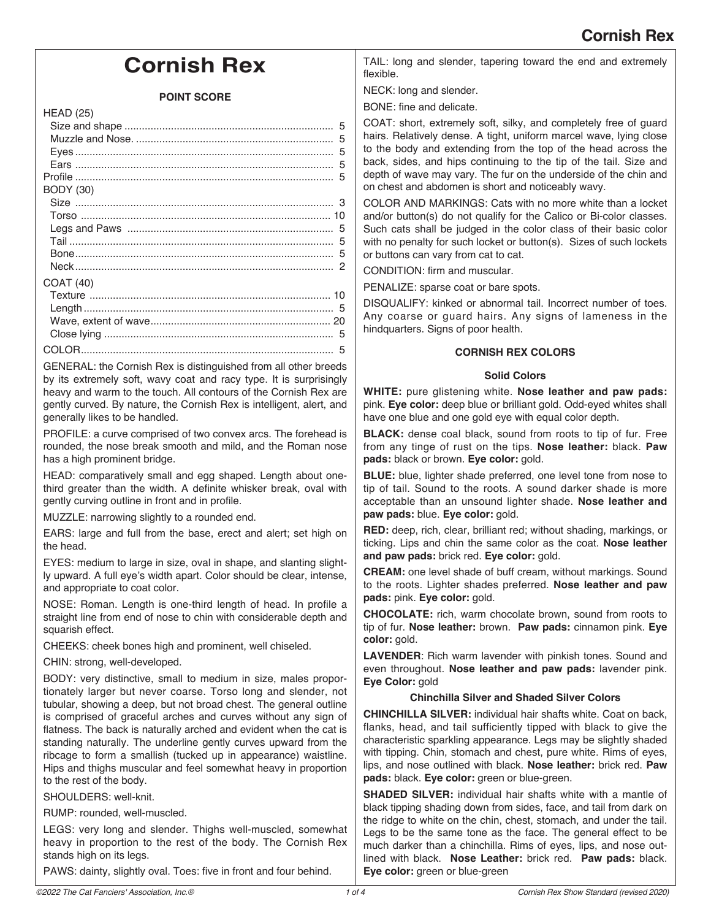# Cornish Rex

### POINT SCORE

| | |
|---|---|
| HEAD (25) | |
| Size and shape | 5 |
| Muzzle and Nose. | 5 |
| Eyes | 5 |
| Ears | 5 |
| Profile | 5 |
| BODY (30) | |
| Size | 3 |
| Torso | 10 |
| Legs and Paws | 5 |
| Tail | 5 |
| Bone | 5 |
| Neck | 2 |
| COAT (40) | |
| Texture | 10 |
| Length | 5 |
| Wave, extent of wave | 20 |
| Close lying | 5 |
| COLOR | 5 |

GENERAL: the Cornish Rex is distinguished from all other breeds by its extremely soft, wavy coat and racy type. It is surprisingly heavy and warm to the touch. All contours of the Cornish Rex are gently curved. By nature, the Cornish Rex is intelligent, alert, and generally likes to be handled.

PROFILE: a curve comprised of two convex arcs. The forehead is rounded, the nose break smooth and mild, and the Roman nose has a high prominent bridge.

HEAD: comparatively small and egg shaped. Length about one-third greater than the width. A definite whisker break, oval with gently curving outline in front and in profile.

MUZZLE: narrowing slightly to a rounded end.

EARS: large and full from the base, erect and alert; set high on the head.

EYES: medium to large in size, oval in shape, and slanting slightly upward. A full eye's width apart. Color should be clear, intense, and appropriate to coat color.

NOSE: Roman. Length is one-third length of head. In profile a straight line from end of nose to chin with considerable depth and squarish effect.

CHEEKS: cheek bones high and prominent, well chiseled.

CHIN: strong, well-developed.

BODY: very distinctive, small to medium in size, males proportionately larger but never coarse. Torso long and slender, not tubular, showing a deep, but not broad chest. The general outline is comprised of graceful arches and curves without any sign of flatness. The back is naturally arched and evident when the cat is standing naturally. The underline gently curves upward from the ribcage to form a smallish (tucked up in appearance) waistline. Hips and thighs muscular and feel somewhat heavy in proportion to the rest of the body.

SHOULDERS: well-knit.

RUMP: rounded, well-muscled.

LEGS: very long and slender. Thighs well-muscled, somewhat heavy in proportion to the rest of the body. The Cornish Rex stands high on its legs.

PAWS: dainty, slightly oval. Toes: five in front and four behind.

TAIL: long and slender, tapering toward the end and extremely flexible.

NECK: long and slender.

BONE: fine and delicate.

COAT: short, extremely soft, silky, and completely free of guard hairs. Relatively dense. A tight, uniform marcel wave, lying close to the body and extending from the top of the head across the back, sides, and hips continuing to the tip of the tail. Size and depth of wave may vary. The fur on the underside of the chin and on chest and abdomen is short and noticeably wavy.

COLOR AND MARKINGS: Cats with no more white than a locket and/or button(s) do not qualify for the Calico or Bi-color classes. Such cats shall be judged in the color class of their basic color with no penalty for such locket or button(s). Sizes of such lockets or buttons can vary from cat to cat.

CONDITION: firm and muscular.

PENALIZE: sparse coat or bare spots.

DISQUALIFY: kinked or abnormal tail. Incorrect number of toes. Any coarse or guard hairs. Any signs of lameness in the hindquarters. Signs of poor health.

### CORNISH REX COLORS

#### Solid Colors

**WHITE:** pure glistening white. **Nose leather and paw pads:** pink. **Eye color:** deep blue or brilliant gold. Odd-eyed whites shall have one blue and one gold eye with equal color depth.

**BLACK:** dense coal black, sound from roots to tip of fur. Free from any tinge of rust on the tips. **Nose leather:** black. **Paw pads:** black or brown. **Eye color:** gold.

**BLUE:** blue, lighter shade preferred, one level tone from nose to tip of tail. Sound to the roots. A sound darker shade is more acceptable than an unsound lighter shade. **Nose leather and paw pads:** blue. **Eye color:** gold.

**RED:** deep, rich, clear, brilliant red; without shading, markings, or ticking. Lips and chin the same color as the coat. **Nose leather and paw pads:** brick red. **Eye color:** gold.

**CREAM:** one level shade of buff cream, without markings. Sound to the roots. Lighter shades preferred. **Nose leather and paw pads:** pink. **Eye color:** gold.

**CHOCOLATE:** rich, warm chocolate brown, sound from roots to tip of fur. **Nose leather:** brown. **Paw pads:** cinnamon pink. **Eye color:** gold.

**LAVENDER**: Rich warm lavender with pinkish tones. Sound and even throughout. **Nose leather and paw pads:** lavender pink. **Eye Color:** gold

#### Chinchilla Silver and Shaded Silver Colors

**CHINCHILLA SILVER:** individual hair shafts white. Coat on back, flanks, head, and tail sufficiently tipped with black to give the characteristic sparkling appearance. Legs may be slightly shaded with tipping. Chin, stomach and chest, pure white. Rims of eyes, lips, and nose outlined with black. **Nose leather:** brick red. **Paw pads:** black. **Eye color:** green or blue-green.

**SHADED SILVER:** individual hair shafts white with a mantle of black tipping shading down from sides, face, and tail from dark on the ridge to white on the chin, chest, stomach, and under the tail. Legs to be the same tone as the face. The general effect to be much darker than a chinchilla. Rims of eyes, lips, and nose outlined with black. **Nose Leather:** brick red. **Paw pads:** black. **Eye color:** green or blue-green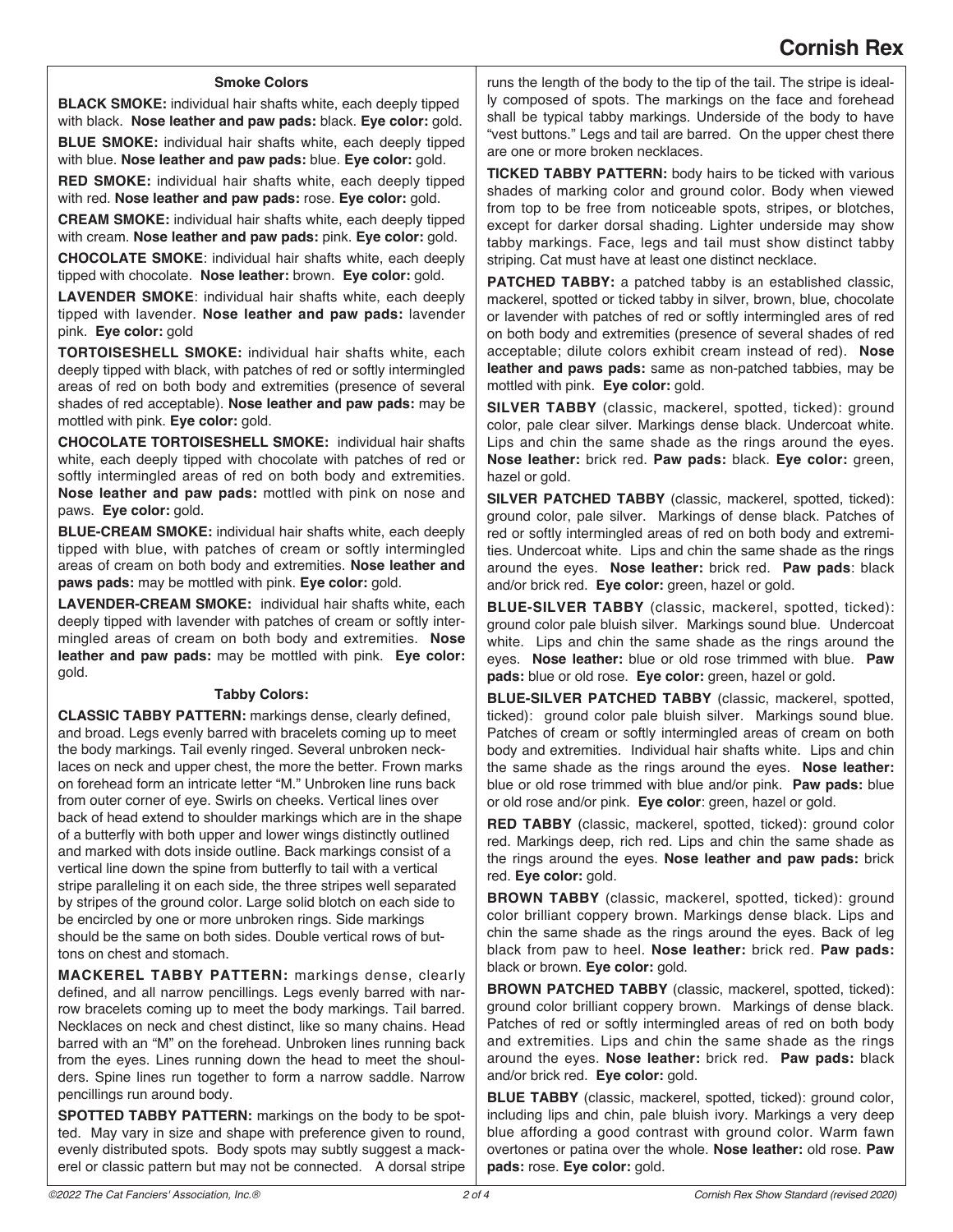### Smoke Colors

**BLACK SMOKE:** individual hair shafts white, each deeply tipped with black. **Nose leather and paw pads:** black. **Eye color:** gold.

**BLUE SMOKE:** individual hair shafts white, each deeply tipped with blue. **Nose leather and paw pads:** blue. **Eye color:** gold.

**RED SMOKE:** individual hair shafts white, each deeply tipped with red. **Nose leather and paw pads:** rose. **Eye color:** gold.

**CREAM SMOKE:** individual hair shafts white, each deeply tipped with cream. **Nose leather and paw pads:** pink. **Eye color:** gold.

**CHOCOLATE SMOKE**: individual hair shafts white, each deeply tipped with chocolate. **Nose leather:** brown. **Eye color:** gold.

**LAVENDER SMOKE**: individual hair shafts white, each deeply tipped with lavender. **Nose leather and paw pads:** lavender pink. **Eye color:** gold

**TORTOISESHELL SMOKE:** individual hair shafts white, each deeply tipped with black, with patches of red or softly intermingled areas of red on both body and extremities (presence of several shades of red acceptable). **Nose leather and paw pads:** may be mottled with pink. **Eye color:** gold.

**CHOCOLATE TORTOISESHELL SMOKE:** individual hair shafts white, each deeply tipped with chocolate with patches of red or softly intermingled areas of red on both body and extremities. **Nose leather and paw pads:** mottled with pink on nose and paws. **Eye color:** gold.

**BLUE-CREAM SMOKE:** individual hair shafts white, each deeply tipped with blue, with patches of cream or softly intermingled areas of cream on both body and extremities. **Nose leather and paws pads:** may be mottled with pink. **Eye color:** gold.

**LAVENDER-CREAM SMOKE:** individual hair shafts white, each deeply tipped with lavender with patches of cream or softly intermingled areas of cream on both body and extremities. **Nose leather and paw pads:** may be mottled with pink. **Eye color:** gold.

### Tabby Colors:

**CLASSIC TABBY PATTERN:** markings dense, clearly defined, and broad. Legs evenly barred with bracelets coming up to meet the body markings. Tail evenly ringed. Several unbroken necklaces on neck and upper chest, the more the better. Frown marks on forehead form an intricate letter "M." Unbroken line runs back from outer corner of eye. Swirls on cheeks. Vertical lines over back of head extend to shoulder markings which are in the shape of a butterfly with both upper and lower wings distinctly outlined and marked with dots inside outline. Back markings consist of a vertical line down the spine from butterfly to tail with a vertical stripe paralleling it on each side, the three stripes well separated by stripes of the ground color. Large solid blotch on each side to be encircled by one or more unbroken rings. Side markings should be the same on both sides. Double vertical rows of buttons on chest and stomach.

**MACKEREL TABBY PATTERN:** markings dense, clearly defined, and all narrow pencillings. Legs evenly barred with narrow bracelets coming up to meet the body markings. Tail barred. Necklaces on neck and chest distinct, like so many chains. Head barred with an "M" on the forehead. Unbroken lines running back from the eyes. Lines running down the head to meet the shoulders. Spine lines run together to form a narrow saddle. Narrow pencillings run around body.

**SPOTTED TABBY PATTERN:** markings on the body to be spotted. May vary in size and shape with preference given to round, evenly distributed spots. Body spots may subtly suggest a mackerel or classic pattern but may not be connected. A dorsal stripe runs the length of the body to the tip of the tail. The stripe is ideally composed of spots. The markings on the face and forehead shall be typical tabby markings. Underside of the body to have "vest buttons." Legs and tail are barred. On the upper chest there are one or more broken necklaces.

**TICKED TABBY PATTERN:** body hairs to be ticked with various shades of marking color and ground color. Body when viewed from top to be free from noticeable spots, stripes, or blotches, except for darker dorsal shading. Lighter underside may show tabby markings. Face, legs and tail must show distinct tabby striping. Cat must have at least one distinct necklace.

**PATCHED TABBY:** a patched tabby is an established classic, mackerel, spotted or ticked tabby in silver, brown, blue, chocolate or lavender with patches of red or softly intermingled ares of red on both body and extremities (presence of several shades of red acceptable; dilute colors exhibit cream instead of red). **Nose leather and paws pads:** same as non-patched tabbies, may be mottled with pink. **Eye color:** gold.

**SILVER TABBY** (classic, mackerel, spotted, ticked): ground color, pale clear silver. Markings dense black. Undercoat white. Lips and chin the same shade as the rings around the eyes. **Nose leather:** brick red. **Paw pads:** black. **Eye color:** green, hazel or gold.

**SILVER PATCHED TABBY** (classic, mackerel, spotted, ticked): ground color, pale silver. Markings of dense black. Patches of red or softly intermingled areas of red on both body and extremities. Undercoat white. Lips and chin the same shade as the rings around the eyes. **Nose leather:** brick red. **Paw pads**: black and/or brick red. **Eye color:** green, hazel or gold.

**BLUE-SILVER TABBY** (classic, mackerel, spotted, ticked): ground color pale bluish silver. Markings sound blue. Undercoat white. Lips and chin the same shade as the rings around the eyes. **Nose leather:** blue or old rose trimmed with blue. **Paw pads:** blue or old rose. **Eye color:** green, hazel or gold.

**BLUE-SILVER PATCHED TABBY** (classic, mackerel, spotted, ticked): ground color pale bluish silver. Markings sound blue. Patches of cream or softly intermingled areas of cream on both body and extremities. Individual hair shafts white. Lips and chin the same shade as the rings around the eyes. **Nose leather:** blue or old rose trimmed with blue and/or pink. **Paw pads:** blue or old rose and/or pink. **Eye color**: green, hazel or gold.

**RED TABBY** (classic, mackerel, spotted, ticked): ground color red. Markings deep, rich red. Lips and chin the same shade as the rings around the eyes. **Nose leather and paw pads:** brick red. **Eye color:** gold.

**BROWN TABBY** (classic, mackerel, spotted, ticked): ground color brilliant coppery brown. Markings dense black. Lips and chin the same shade as the rings around the eyes. Back of leg black from paw to heel. **Nose leather:** brick red. **Paw pads:** black or brown. **Eye color:** gold.

**BROWN PATCHED TABBY** (classic, mackerel, spotted, ticked): ground color brilliant coppery brown. Markings of dense black. Patches of red or softly intermingled areas of red on both body and extremities. Lips and chin the same shade as the rings around the eyes. **Nose leather:** brick red. **Paw pads:** black and/or brick red. **Eye color:** gold.

**BLUE TABBY** (classic, mackerel, spotted, ticked): ground color, including lips and chin, pale bluish ivory. Markings a very deep blue affording a good contrast with ground color. Warm fawn overtones or patina over the whole. **Nose leather:** old rose. **Paw pads:** rose. **Eye color:** gold.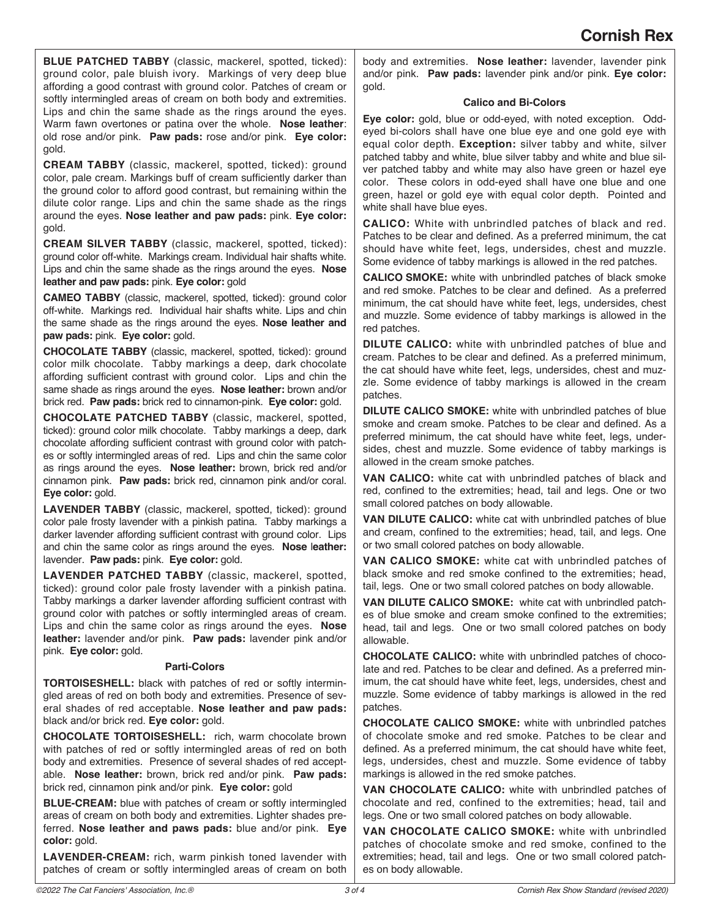**BLUE PATCHED TABBY** (classic, mackerel, spotted, ticked): ground color, pale bluish ivory. Markings of very deep blue affording a good contrast with ground color. Patches of cream or softly intermingled areas of cream on both body and extremities. Lips and chin the same shade as the rings around the eyes. Warm fawn overtones or patina over the whole. **Nose leather**: old rose and/or pink. **Paw pads:** rose and/or pink. **Eye color:** gold.

**CREAM TABBY** (classic, mackerel, spotted, ticked): ground color, pale cream. Markings buff of cream sufficiently darker than the ground color to afford good contrast, but remaining within the dilute color range. Lips and chin the same shade as the rings around the eyes. **Nose leather and paw pads:** pink. **Eye color:** gold.

**CREAM SILVER TABBY** (classic, mackerel, spotted, ticked): ground color off-white. Markings cream. Individual hair shafts white. Lips and chin the same shade as the rings around the eyes. **Nose leather and paw pads:** pink. **Eye color:** gold

**CAMEO TABBY** (classic, mackerel, spotted, ticked): ground color off-white. Markings red. Individual hair shafts white. Lips and chin the same shade as the rings around the eyes. **Nose leather and paw pads:** pink. **Eye color:** gold.

**CHOCOLATE TABBY** (classic, mackerel, spotted, ticked): ground color milk chocolate. Tabby markings a deep, dark chocolate affording sufficient contrast with ground color. Lips and chin the same shade as rings around the eyes. **Nose leather:** brown and/or brick red. **Paw pads:** brick red to cinnamon-pink. **Eye color:** gold.

**CHOCOLATE PATCHED TABBY** (classic, mackerel, spotted, ticked): ground color milk chocolate. Tabby markings a deep, dark chocolate affording sufficient contrast with ground color with patches or softly intermingled areas of red. Lips and chin the same color as rings around the eyes. **Nose leather:** brown, brick red and/or cinnamon pink. **Paw pads:** brick red, cinnamon pink and/or coral. **Eye color:** gold.

**LAVENDER TABBY** (classic, mackerel, spotted, ticked): ground color pale frosty lavender with a pinkish patina. Tabby markings a darker lavender affording sufficient contrast with ground color. Lips and chin the same color as rings around the eyes. **Nose leather:** lavender. **Paw pads:** pink. **Eye color:** gold.

**LAVENDER PATCHED TABBY** (classic, mackerel, spotted, ticked): ground color pale frosty lavender with a pinkish patina. Tabby markings a darker lavender affording sufficient contrast with ground color with patches or softly intermingled areas of cream. Lips and chin the same color as rings around the eyes. **Nose leather:** lavender and/or pink. **Paw pads:** lavender pink and/or pink. **Eye color:** gold.

### Parti-Colors

**TORTOISESHELL:** black with patches of red or softly intermingled areas of red on both body and extremities. Presence of several shades of red acceptable. **Nose leather and paw pads:** black and/or brick red. **Eye color:** gold.

**CHOCOLATE TORTOISESHELL:** rich, warm chocolate brown with patches of red or softly intermingled areas of red on both body and extremities. Presence of several shades of red acceptable. **Nose leather:** brown, brick red and/or pink. **Paw pads:** brick red, cinnamon pink and/or pink. **Eye color:** gold

**BLUE-CREAM:** blue with patches of cream or softly intermingled areas of cream on both body and extremities. Lighter shades preferred. **Nose leather and paws pads:** blue and/or pink. **Eye color:** gold.

**LAVENDER-CREAM:** rich, warm pinkish toned lavender with patches of cream or softly intermingled areas of cream on both body and extremities. **Nose leather:** lavender, lavender pink and/or pink. **Paw pads:** lavender pink and/or pink. **Eye color:** gold.

### Calico and Bi-Colors

**Eye color:** gold, blue or odd-eyed, with noted exception. Odd-eyed bi-colors shall have one blue eye and one gold eye with equal color depth. **Exception:** silver tabby and white, silver patched tabby and white, blue silver tabby and white and blue silver patched tabby and white may also have green or hazel eye color. These colors in odd-eyed shall have one blue and one green, hazel or gold eye with equal color depth. Pointed and white shall have blue eyes.

**CALICO:** White with unbrindled patches of black and red. Patches to be clear and defined. As a preferred minimum, the cat should have white feet, legs, undersides, chest and muzzle. Some evidence of tabby markings is allowed in the red patches.

**CALICO SMOKE:** white with unbrindled patches of black smoke and red smoke. Patches to be clear and defined. As a preferred minimum, the cat should have white feet, legs, undersides, chest and muzzle. Some evidence of tabby markings is allowed in the red patches.

**DILUTE CALICO:** white with unbrindled patches of blue and cream. Patches to be clear and defined. As a preferred minimum, the cat should have white feet, legs, undersides, chest and muzzle. Some evidence of tabby markings is allowed in the cream patches.

**DILUTE CALICO SMOKE:** white with unbrindled patches of blue smoke and cream smoke. Patches to be clear and defined. As a preferred minimum, the cat should have white feet, legs, undersides, chest and muzzle. Some evidence of tabby markings is allowed in the cream smoke patches.

**VAN CALICO:** white cat with unbrindled patches of black and red, confined to the extremities; head, tail and legs. One or two small colored patches on body allowable.

**VAN DILUTE CALICO:** white cat with unbrindled patches of blue and cream, confined to the extremities; head, tail, and legs. One or two small colored patches on body allowable.

**VAN CALICO SMOKE:** white cat with unbrindled patches of black smoke and red smoke confined to the extremities; head, tail, legs. One or two small colored patches on body allowable.

**VAN DILUTE CALICO SMOKE:** white cat with unbrindled patches of blue smoke and cream smoke confined to the extremities; head, tail and legs. One or two small colored patches on body allowable.

**CHOCOLATE CALICO:** white with unbrindled patches of chocolate and red. Patches to be clear and defined. As a preferred minimum, the cat should have white feet, legs, undersides, chest and muzzle. Some evidence of tabby markings is allowed in the red patches.

**CHOCOLATE CALICO SMOKE:** white with unbrindled patches of chocolate smoke and red smoke. Patches to be clear and defined. As a preferred minimum, the cat should have white feet, legs, undersides, chest and muzzle. Some evidence of tabby markings is allowed in the red smoke patches.

**VAN CHOCOLATE CALICO:** white with unbrindled patches of chocolate and red, confined to the extremities; head, tail and legs. One or two small colored patches on body allowable.

**VAN CHOCOLATE CALICO SMOKE:** white with unbrindled patches of chocolate smoke and red smoke, confined to the extremities; head, tail and legs. One or two small colored patches on body allowable.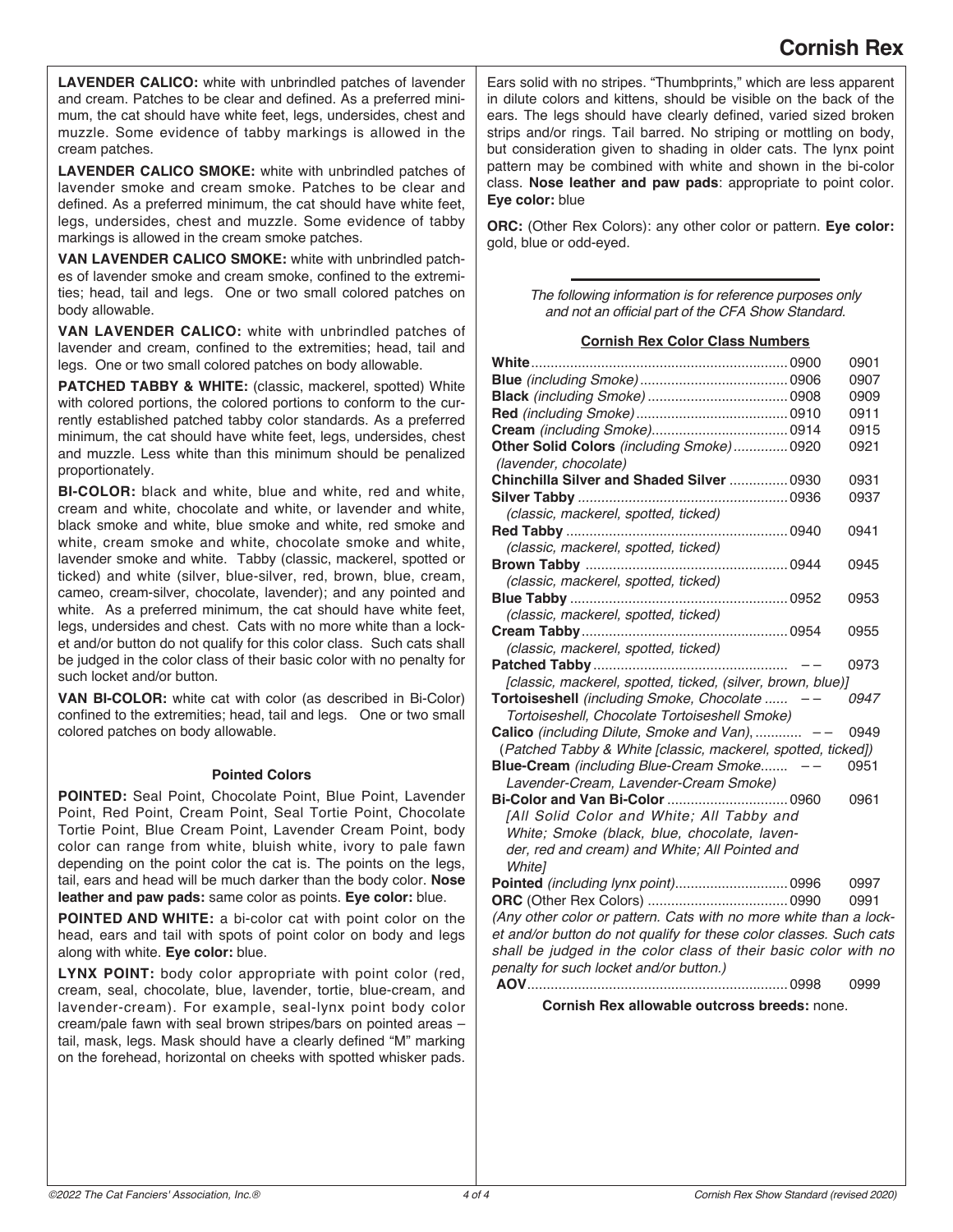**LAVENDER CALICO:** white with unbrindled patches of lavender and cream. Patches to be clear and defined. As a preferred minimum, the cat should have white feet, legs, undersides, chest and muzzle. Some evidence of tabby markings is allowed in the cream patches.

**LAVENDER CALICO SMOKE:** white with unbrindled patches of lavender smoke and cream smoke. Patches to be clear and defined. As a preferred minimum, the cat should have white feet, legs, undersides, chest and muzzle. Some evidence of tabby markings is allowed in the cream smoke patches.

**VAN LAVENDER CALICO SMOKE:** white with unbrindled patches of lavender smoke and cream smoke, confined to the extremities; head, tail and legs. One or two small colored patches on body allowable.

**VAN LAVENDER CALICO:** white with unbrindled patches of lavender and cream, confined to the extremities; head, tail and legs. One or two small colored patches on body allowable.

**PATCHED TABBY & WHITE:** (classic, mackerel, spotted) White with colored portions, the colored portions to conform to the currently established patched tabby color standards. As a preferred minimum, the cat should have white feet, legs, undersides, chest and muzzle. Less white than this minimum should be penalized proportionately.

**BI-COLOR:** black and white, blue and white, red and white, cream and white, chocolate and white, or lavender and white, black smoke and white, blue smoke and white, red smoke and white, cream smoke and white, chocolate smoke and white, lavender smoke and white. Tabby (classic, mackerel, spotted or ticked) and white (silver, blue-silver, red, brown, blue, cream, cameo, cream-silver, chocolate, lavender); and any pointed and white. As a preferred minimum, the cat should have white feet, legs, undersides and chest. Cats with no more white than a locket and/or button do not qualify for this color class. Such cats shall be judged in the color class of their basic color with no penalty for such locket and/or button.

**VAN BI-COLOR:** white cat with color (as described in Bi-Color) confined to the extremities; head, tail and legs. One or two small colored patches on body allowable.

#### Pointed Colors

**POINTED:** Seal Point, Chocolate Point, Blue Point, Lavender Point, Red Point, Cream Point, Seal Tortie Point, Chocolate Tortie Point, Blue Cream Point, Lavender Cream Point, body color can range from white, bluish white, ivory to pale fawn depending on the point color the cat is. The points on the legs, tail, ears and head will be much darker than the body color. **Nose leather and paw pads:** same color as points. **Eye color:** blue.

**POINTED AND WHITE:** a bi-color cat with point color on the head, ears and tail with spots of point color on body and legs along with white. **Eye color:** blue.

**LYNX POINT:** body color appropriate with point color (red, cream, seal, chocolate, blue, lavender, tortie, blue-cream, and lavender-cream). For example, seal-lynx point body color cream/pale fawn with seal brown stripes/bars on pointed areas – tail, mask, legs. Mask should have a clearly defined "M" marking on the forehead, horizontal on cheeks with spotted whisker pads. Ears solid with no stripes. "Thumbprints," which are less apparent in dilute colors and kittens, should be visible on the back of the ears. The legs should have clearly defined, varied sized broken strips and/or rings. Tail barred. No striping or mottling on body, but consideration given to shading in older cats. The lynx point pattern may be combined with white and shown in the bi-color class. **Nose leather and paw pads**: appropriate to point color. **Eye color:** blue

**ORC:** (Other Rex Colors): any other color or pattern. **Eye color:** gold, blue or odd-eyed.

---

*The following information is for reference purposes only and not an official part of the CFA Show Standard.*

#### Cornish Rex Color Class Numbers

| | | |
|---|---|---|
| **White** | 0900 | 0901 |
| **Blue** *(including Smoke)* | 0906 | 0907 |
| **Black** *(including Smoke)* | 0908 | 0909 |
| **Red** *(including Smoke)* | 0910 | 0911 |
| **Cream** *(including Smoke)* | 0914 | 0915 |
| **Other Solid Colors** *(including Smoke)* *(lavender, chocolate)* | 0920 | 0921 |
| **Chinchilla Silver and Shaded Silver** | 0930 | 0931 |
| **Silver Tabby** *(classic, mackerel, spotted, ticked)* | 0936 | 0937 |
| **Red Tabby** *(classic, mackerel, spotted, ticked)* | 0940 | 0941 |
| **Brown Tabby** *(classic, mackerel, spotted, ticked)* | 0944 | 0945 |
| **Blue Tabby** *(classic, mackerel, spotted, ticked)* | 0952 | 0953 |
| **Cream Tabby** *(classic, mackerel, spotted, ticked)* | 0954 | 0955 |
| **Patched Tabby** *[classic, mackerel, spotted, ticked, (silver, brown, blue)]* | – – | 0973 |
| **Tortoiseshell** *(including Smoke, Chocolate Tortoiseshell, Chocolate Tortoiseshell Smoke)* | – – | *0947* |
| **Calico** *(including Dilute, Smoke and Van),* *(Patched Tabby & White [classic, mackerel, spotted, ticked])* | – – | 0949 |
| **Blue-Cream** *(including Blue-Cream Smoke, Lavender-Cream, Lavender-Cream Smoke)* | – – | 0951 |
| **Bi-Color and Van Bi-Color** *[All Solid Color and White; All Tabby and White; Smoke (black, blue, chocolate, lavender, red and cream) and White; All Pointed and White]* | 0960 | 0961 |
| **Pointed** *(including lynx point)* | 0996 | 0997 |
| **ORC** (Other Rex Colors) | 0990 | 0991 |
| **AOV** | 0998 | 0999 |

*(Any other color or pattern. Cats with no more white than a locket and/or button do not qualify for these color classes. Such cats shall be judged in the color class of their basic color with no penalty for such locket and/or button.)*

**Cornish Rex allowable outcross breeds:** none.